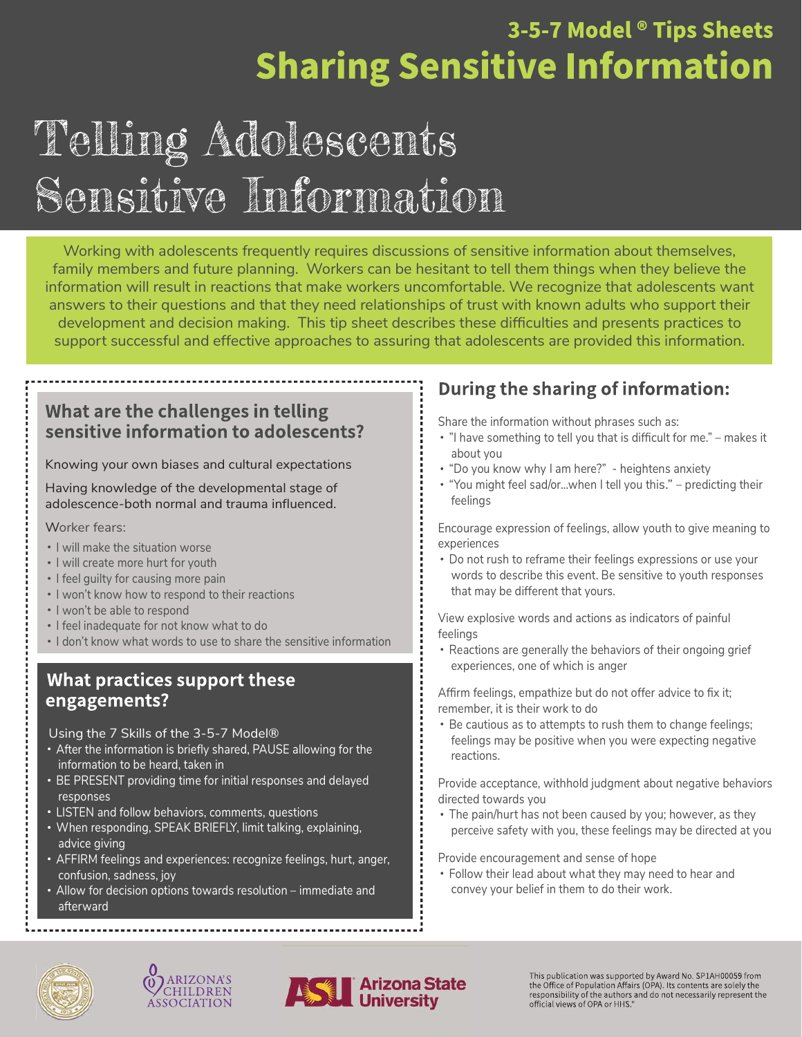## 3-5-7 Model ® Tips Sheets

# Sharing Sensitive Information

# Telling Adolescents Sensitive Information

Working with adolescents frequently requires discussions of sensitive information about themselves, family members and future planning. Workers can be hesitant to tell them things when they believe the information will result in reactions that make workers uncomfortable. We recognize that adolescents want answers to their questions and that they need relationships of trust with known adults who support their development and decision making. This tip sheet describes these difficulties and presents practices to support successful and effective approaches to assuring that adolescents are provided this information.

### What are the challenges in telling sensitive information to adolescents?

Knowing your own biases and cultural expectations

Having knowledge of the developmental stage of adolescence-both normal and trauma influenced.

Worker fears:

- I will make the situation worse
- I will create more hurt for youth
- I feel guilty for causing more pain
- I won't know how to respond to their reactions
- I won't be able to respond
- I feel inadequate for not know what to do
- I don't know what words to use to share the sensitive information

### What practices support these engagements?

Using the 7 Skills of the 3-5-7 Model®

- After the information is briefly shared, PAUSE allowing for the information to be heard, taken in
- BE PRESENT providing time for initial responses and delayed responses
- LISTEN and follow behaviors, comments, questions
- When responding, SPEAK BRIEFLY, limit talking, explaining, advice giving
- AFFIRM feelings and experiences: recognize feelings, hurt, anger, confusion, sadness, joy
- Allow for decision options towards resolution – immediate and afterward

## During the sharing of information:

Share the information without phrases such as:

- "I have something to tell you that is difficult for me." – makes it about you
- "Do you know why I am here?" - heightens anxiety
- "You might feel sad/or...when I tell you this." – predicting their feelings

Encourage expression of feelings, allow youth to give meaning to experiences

- Do not rush to reframe their feelings expressions or use your words to describe this event. Be sensitive to youth responses that may be different that yours.

View explosive words and actions as indicators of painful feelings

- Reactions are generally the behaviors of their ongoing grief experiences, one of which is anger

Affirm feelings, empathize but do not offer advice to fix it; remember, it is their work to do

- Be cautious as to attempts to rush them to change feelings; feelings may be positive when you were expecting negative reactions.

Provide acceptance, withhold judgment about negative behaviors directed towards you

- The pain/hurt has not been caused by you; however, as they perceive safety with you, these feelings may be directed at you

Provide encouragement and sense of hope

- Follow their lead about what they may need to hear and convey your belief in them to do their work.

ARIZONA'S CHILDREN ASSOCIATION

Arizona State University

This publication was supported by Award No. SP1AH00059 from the Office of Population Affairs (OPA). Its contents are solely the responsibility of the authors and do not necessarily represent the official views of OPA or HHS."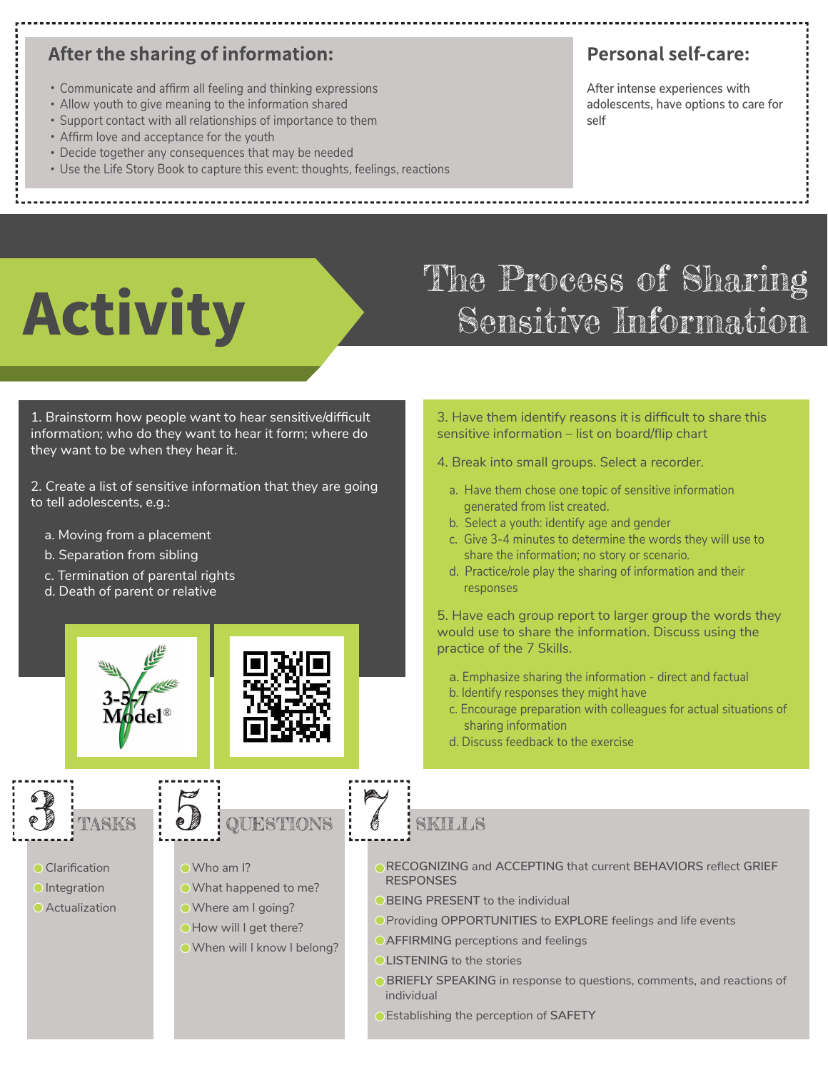## After the sharing of information:

- Communicate and affirm all feeling and thinking expressions
- Allow youth to give meaning to the information shared
- Support contact with all relationships of importance to them
- Affirm love and acceptance for the youth
- Decide together any consequences that may be needed
- Use the Life Story Book to capture this event: thoughts, feelings, reactions

## Personal self-care:

After intense experiences with adolescents, have options to care for self

# Activity

# The Process of Sharing Sensitive Information

1. Brainstorm how people want to hear sensitive/difficult information; who do they want to hear it form; where do they want to be when they hear it.

2. Create a list of sensitive information that they are going to tell adolescents, e.g.:

   a. Moving from a placement
   b. Separation from sibling
   c. Termination of parental rights
   d. Death of parent or relative

3-5-7 Model®

3. Have them identify reasons it is difficult to share this sensitive information – list on board/flip chart

4. Break into small groups. Select a recorder.

   a. Have them chose one topic of sensitive information generated from list created.
   b. Select a youth: identify age and gender
   c. Give 3-4 minutes to determine the words they will use to share the information; no story or scenario.
   d. Practice/role play the sharing of information and their responses

5. Have each group report to larger group the words they would use to share the information. Discuss using the practice of the 7 Skills.

   a. Emphasize sharing the information - direct and factual
   b. Identify responses they might have
   c. Encourage preparation with colleagues for actual situations of sharing information
   d. Discuss feedback to the exercise

### 3 TASKS

- Clarification
- Integration
- Actualization

### 5 QUESTIONS

- Who am I?
- What happened to me?
- Where am I going?
- How will I get there?
- When will I know I belong?

### 7 SKILLS

- RECOGNIZING and ACCEPTING that current BEHAVIORS reflect GRIEF RESPONSES
- BEING PRESENT to the individual
- Providing OPPORTUNITIES to EXPLORE feelings and life events
- AFFIRMING perceptions and feelings
- LISTENING to the stories
- BRIEFLY SPEAKING in response to questions, comments, and reactions of individual
- Establishing the perception of SAFETY